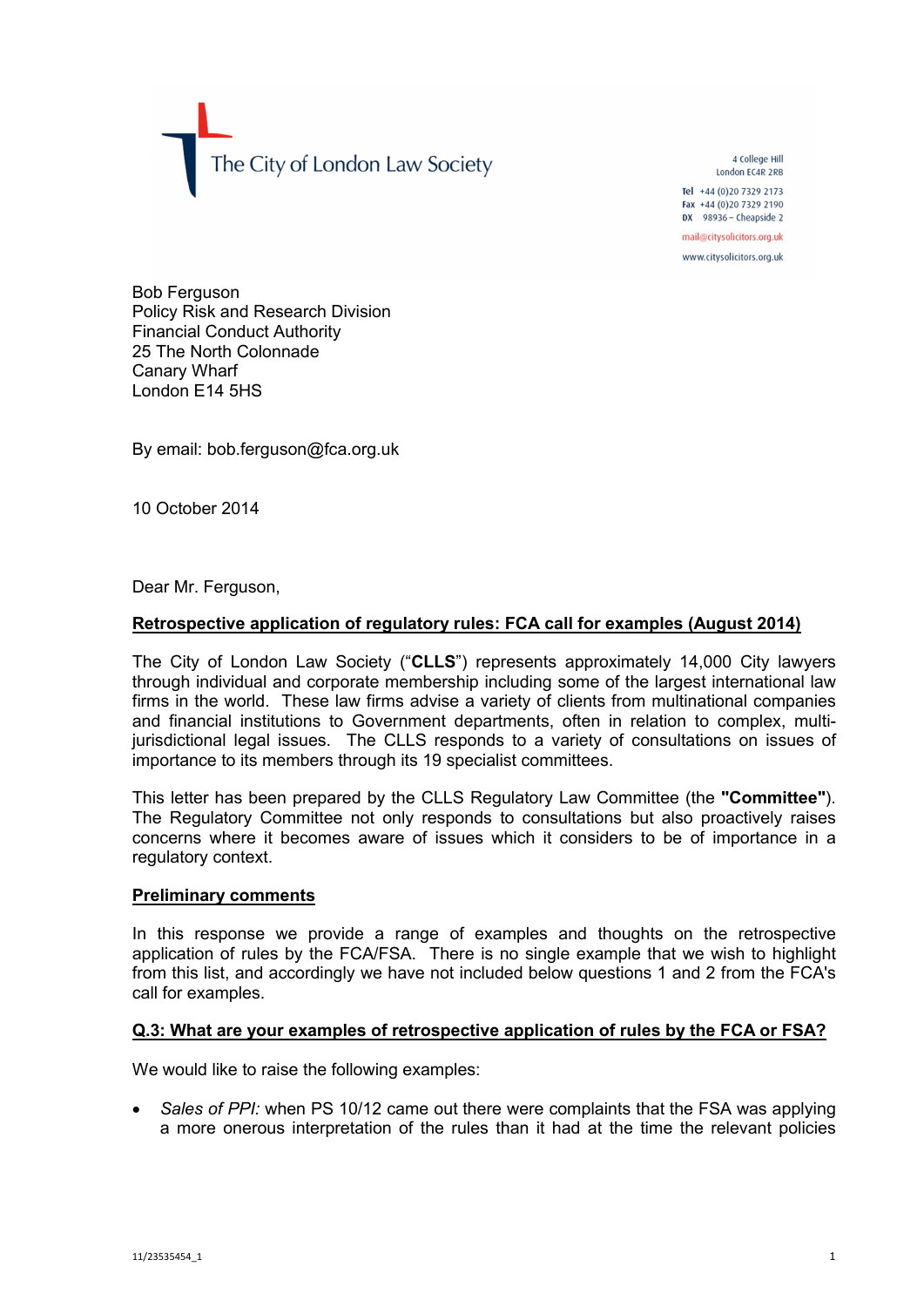The City of London Law Society

4 College Hill
London EC4R 2RB

**Tel** +44 (0)20 7329 2173
**Fax** +44 (0)20 7329 2190
**DX** 98936 – Cheapside 2

mail@citysolicitors.org.uk

www.citysolicitors.org.uk

Bob Ferguson
Policy Risk and Research Division
Financial Conduct Authority
25 The North Colonnade
Canary Wharf
London E14 5HS

By email: bob.ferguson@fca.org.uk

10 October 2014

Dear Mr. Ferguson,

**Retrospective application of regulatory rules: FCA call for examples (August 2014)**

The City of London Law Society ("**CLLS**") represents approximately 14,000 City lawyers through individual and corporate membership including some of the largest international law firms in the world. These law firms advise a variety of clients from multinational companies and financial institutions to Government departments, often in relation to complex, multi-jurisdictional legal issues. The CLLS responds to a variety of consultations on issues of importance to its members through its 19 specialist committees.

This letter has been prepared by the CLLS Regulatory Law Committee (the **"Committee"**). The Regulatory Committee not only responds to consultations but also proactively raises concerns where it becomes aware of issues which it considers to be of importance in a regulatory context.

**Preliminary comments**

In this response we provide a range of examples and thoughts on the retrospective application of rules by the FCA/FSA. There is no single example that we wish to highlight from this list, and accordingly we have not included below questions 1 and 2 from the FCA's call for examples.

**Q.3: What are your examples of retrospective application of rules by the FCA or FSA?**

We would like to raise the following examples:

- *Sales of PPI:* when PS 10/12 came out there were complaints that the FSA was applying a more onerous interpretation of the rules than it had at the time the relevant policies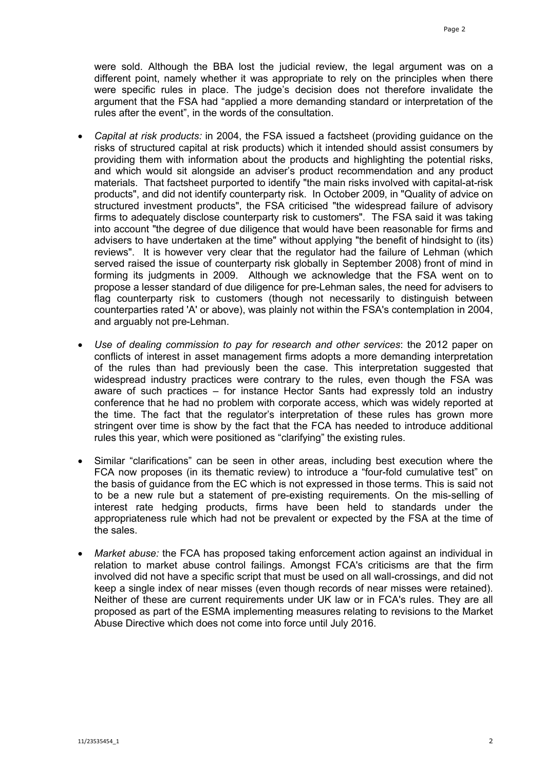were sold. Although the BBA lost the judicial review, the legal argument was on a different point, namely whether it was appropriate to rely on the principles when there were specific rules in place. The judge's decision does not therefore invalidate the argument that the FSA had "applied a more demanding standard or interpretation of the rules after the event", in the words of the consultation.

- *Capital at risk products:* in 2004, the FSA issued a factsheet (providing guidance on the risks of structured capital at risk products) which it intended should assist consumers by providing them with information about the products and highlighting the potential risks, and which would sit alongside an adviser's product recommendation and any product materials. That factsheet purported to identify "the main risks involved with capital-at-risk products", and did not identify counterparty risk. In October 2009, in "Quality of advice on structured investment products", the FSA criticised "the widespread failure of advisory firms to adequately disclose counterparty risk to customers". The FSA said it was taking into account "the degree of due diligence that would have been reasonable for firms and advisers to have undertaken at the time" without applying "the benefit of hindsight to (its) reviews". It is however very clear that the regulator had the failure of Lehman (which served raised the issue of counterparty risk globally in September 2008) front of mind in forming its judgments in 2009. Although we acknowledge that the FSA went on to propose a lesser standard of due diligence for pre-Lehman sales, the need for advisers to flag counterparty risk to customers (though not necessarily to distinguish between counterparties rated 'A' or above), was plainly not within the FSA's contemplation in 2004, and arguably not pre-Lehman.

- *Use of dealing commission to pay for research and other services*: the 2012 paper on conflicts of interest in asset management firms adopts a more demanding interpretation of the rules than had previously been the case. This interpretation suggested that widespread industry practices were contrary to the rules, even though the FSA was aware of such practices – for instance Hector Sants had expressly told an industry conference that he had no problem with corporate access, which was widely reported at the time. The fact that the regulator's interpretation of these rules has grown more stringent over time is show by the fact that the FCA has needed to introduce additional rules this year, which were positioned as "clarifying" the existing rules.

- Similar "clarifications" can be seen in other areas, including best execution where the FCA now proposes (in its thematic review) to introduce a "four-fold cumulative test" on the basis of guidance from the EC which is not expressed in those terms. This is said not to be a new rule but a statement of pre-existing requirements. On the mis-selling of interest rate hedging products, firms have been held to standards under the appropriateness rule which had not be prevalent or expected by the FSA at the time of the sales.

- *Market abuse:* the FCA has proposed taking enforcement action against an individual in relation to market abuse control failings. Amongst FCA's criticisms are that the firm involved did not have a specific script that must be used on all wall-crossings, and did not keep a single index of near misses (even though records of near misses were retained). Neither of these are current requirements under UK law or in FCA's rules. They are all proposed as part of the ESMA implementing measures relating to revisions to the Market Abuse Directive which does not come into force until July 2016.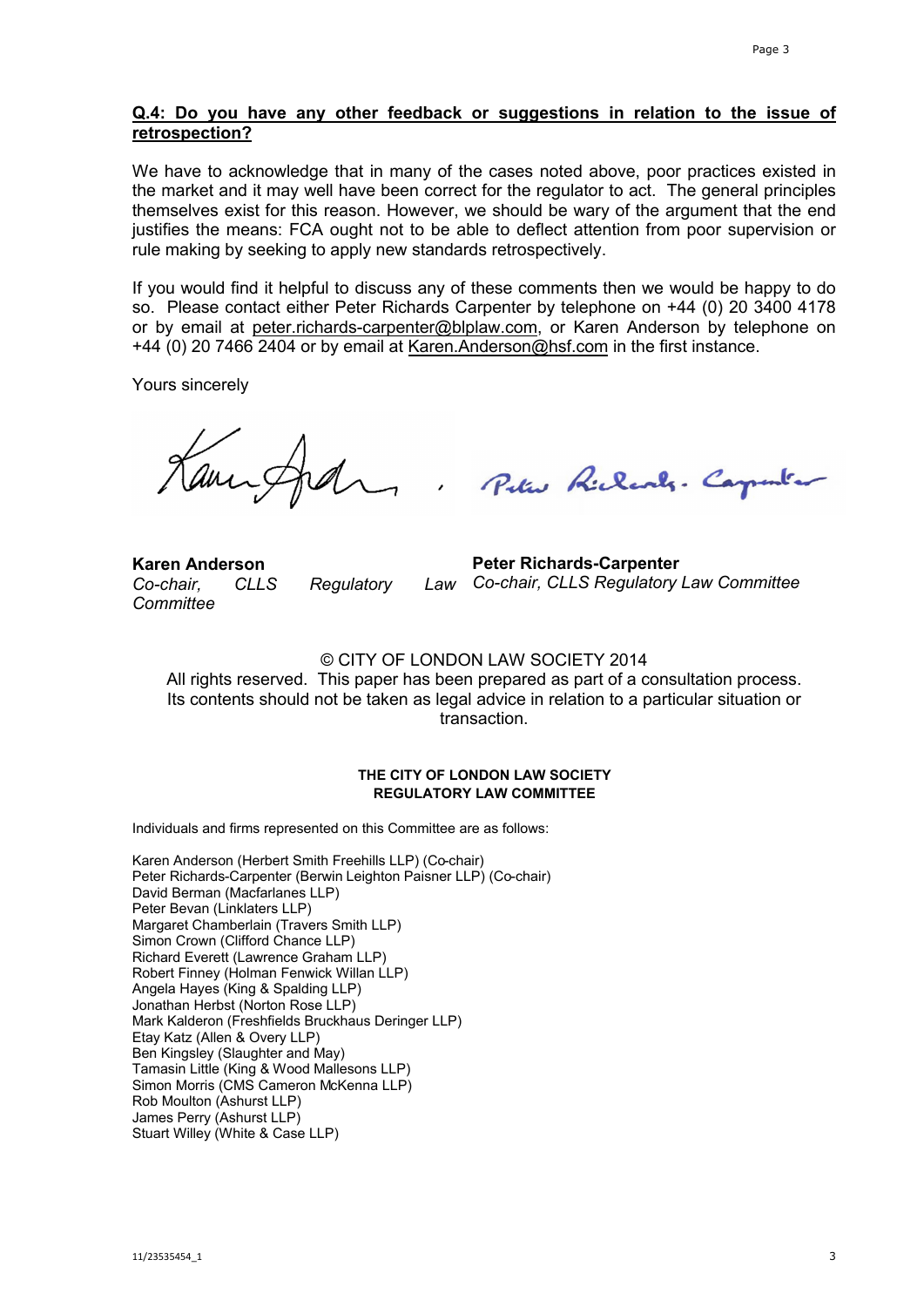**Q.4: Do you have any other feedback or suggestions in relation to the issue of retrospection?**

We have to acknowledge that in many of the cases noted above, poor practices existed in the market and it may well have been correct for the regulator to act. The general principles themselves exist for this reason. However, we should be wary of the argument that the end justifies the means: FCA ought not to be able to deflect attention from poor supervision or rule making by seeking to apply new standards retrospectively.

If you would find it helpful to discuss any of these comments then we would be happy to do so. Please contact either Peter Richards Carpenter by telephone on +44 (0) 20 3400 4178 or by email at peter.richards-carpenter@blplaw.com, or Karen Anderson by telephone on +44 (0) 20 7466 2404 or by email at Karen.Anderson@hsf.com in the first instance.

Yours sincerely

**Karen Anderson**
*Co-chair, CLLS Regulatory Law Committee*

**Peter Richards-Carpenter**
*Co-chair, CLLS Regulatory Law Committee*

© CITY OF LONDON LAW SOCIETY 2014
All rights reserved. This paper has been prepared as part of a consultation process. Its contents should not be taken as legal advice in relation to a particular situation or transaction.

**THE CITY OF LONDON LAW SOCIETY**
**REGULATORY LAW COMMITTEE**

Individuals and firms represented on this Committee are as follows:

Karen Anderson (Herbert Smith Freehills LLP) (Co-chair)
Peter Richards-Carpenter (Berwin Leighton Paisner LLP) (Co-chair)
David Berman (Macfarlanes LLP)
Peter Bevan (Linklaters LLP)
Margaret Chamberlain (Travers Smith LLP)
Simon Crown (Clifford Chance LLP)
Richard Everett (Lawrence Graham LLP)
Robert Finney (Holman Fenwick Willan LLP)
Angela Hayes (King & Spalding LLP)
Jonathan Herbst (Norton Rose LLP)
Mark Kalderon (Freshfields Bruckhaus Deringer LLP)
Etay Katz (Allen & Overy LLP)
Ben Kingsley (Slaughter and May)
Tamasin Little (King & Wood Mallesons LLP)
Simon Morris (CMS Cameron McKenna LLP)
Rob Moulton (Ashurst LLP)
James Perry (Ashurst LLP)
Stuart Willey (White & Case LLP)

11/23535454_1